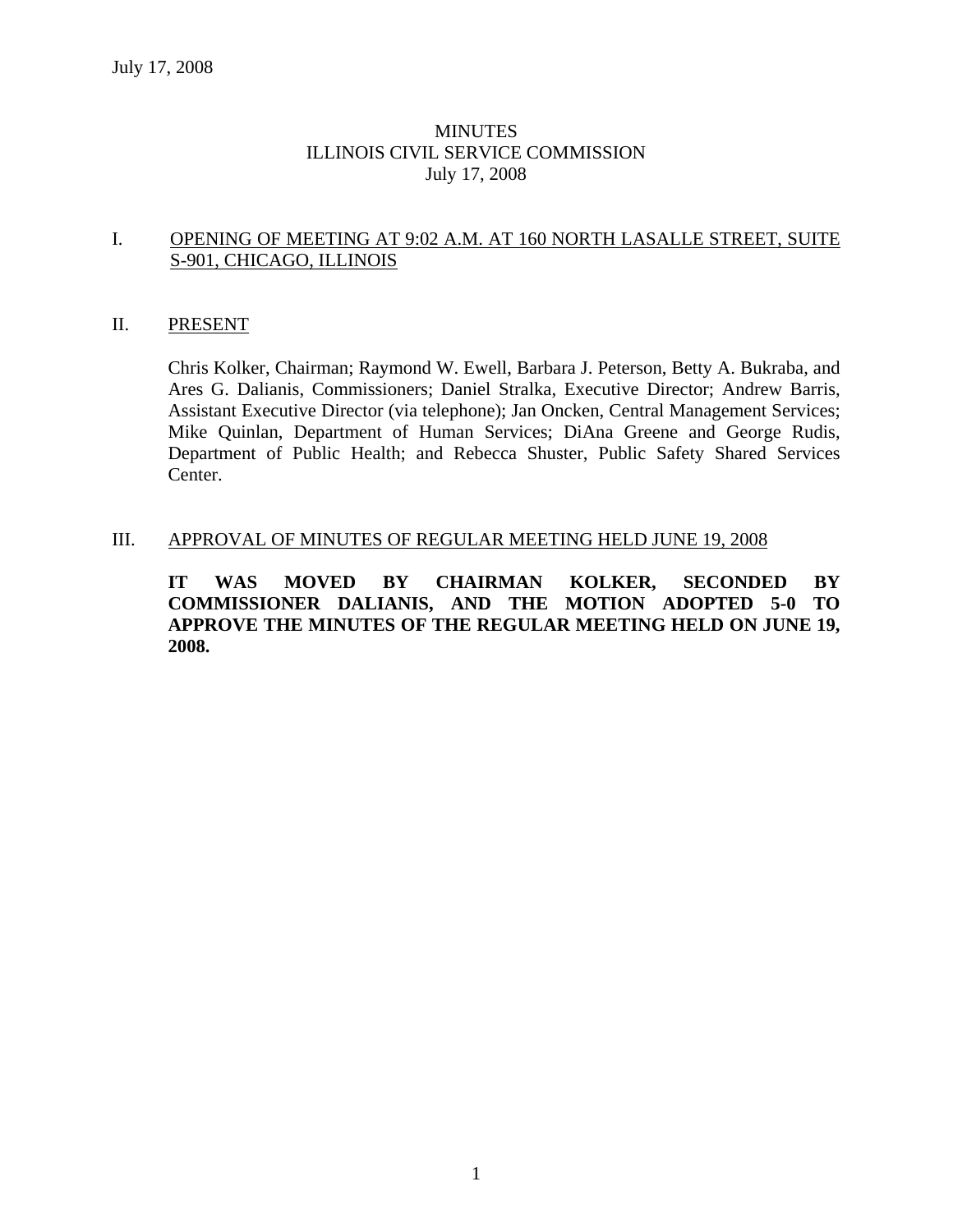# MINUTES
# ILLINOIS CIVIL SERVICE COMMISSION
# July 17, 2008

## I. OPENING OF MEETING AT 9:02 A.M. AT 160 NORTH LASALLE STREET, SUITE S-901, CHICAGO, ILLINOIS

## II. PRESENT

Chris Kolker, Chairman; Raymond W. Ewell, Barbara J. Peterson, Betty A. Bukraba, and Ares G. Dalianis, Commissioners; Daniel Stralka, Executive Director; Andrew Barris, Assistant Executive Director (via telephone); Jan Oncken, Central Management Services; Mike Quinlan, Department of Human Services; DiAna Greene and George Rudis, Department of Public Health; and Rebecca Shuster, Public Safety Shared Services Center.

## III. APPROVAL OF MINUTES OF REGULAR MEETING HELD JUNE 19, 2008

**IT WAS MOVED BY CHAIRMAN KOLKER, SECONDED BY COMMISSIONER DALIANIS, AND THE MOTION ADOPTED 5-0 TO APPROVE THE MINUTES OF THE REGULAR MEETING HELD ON JUNE 19, 2008.**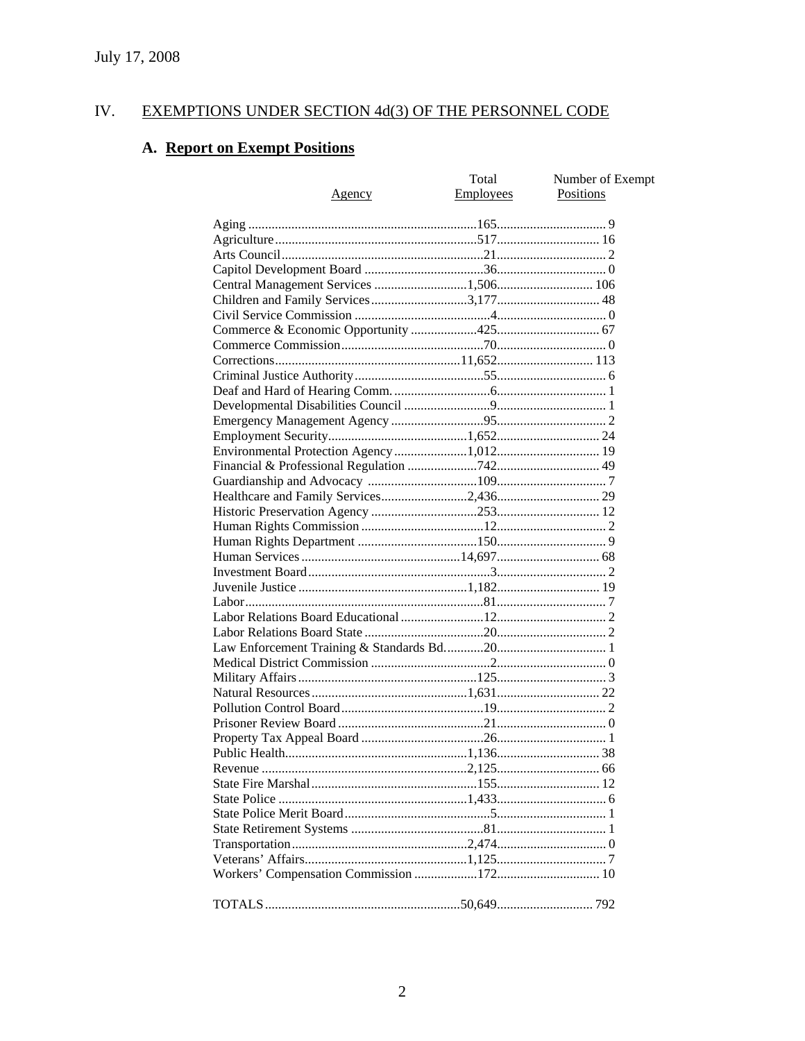July 17, 2008

## IV. EXEMPTIONS UNDER SECTION 4d(3) OF THE PERSONNEL CODE

### A. Report on Exempt Positions

| Agency | Total Employees | Number of Exempt Positions |
|---|---|---|
| Aging | 165 | 9 |
| Agriculture | 517 | 16 |
| Arts Council | 21 | 2 |
| Capitol Development Board | 36 | 0 |
| Central Management Services | 1,506 | 106 |
| Children and Family Services | 3,177 | 48 |
| Civil Service Commission | 4 | 0 |
| Commerce & Economic Opportunity | 425 | 67 |
| Commerce Commission | 70 | 0 |
| Corrections | 11,652 | 113 |
| Criminal Justice Authority | 55 | 6 |
| Deaf and Hard of Hearing Comm. | 6 | 1 |
| Developmental Disabilities Council | 9 | 1 |
| Emergency Management Agency | 95 | 2 |
| Employment Security | 1,652 | 24 |
| Environmental Protection Agency | 1,012 | 19 |
| Financial & Professional Regulation | 742 | 49 |
| Guardianship and Advocacy | 109 | 7 |
| Healthcare and Family Services | 2,436 | 29 |
| Historic Preservation Agency | 253 | 12 |
| Human Rights Commission | 12 | 2 |
| Human Rights Department | 150 | 9 |
| Human Services | 14,697 | 68 |
| Investment Board | 3 | 2 |
| Juvenile Justice | 1,182 | 19 |
| Labor | 81 | 7 |
| Labor Relations Board Educational | 12 | 2 |
| Labor Relations Board State | 20 | 2 |
| Law Enforcement Training & Standards Bd. | 20 | 1 |
| Medical District Commission | 2 | 0 |
| Military Affairs | 125 | 3 |
| Natural Resources | 1,631 | 22 |
| Pollution Control Board | 19 | 2 |
| Prisoner Review Board | 21 | 0 |
| Property Tax Appeal Board | 26 | 1 |
| Public Health | 1,136 | 38 |
| Revenue | 2,125 | 66 |
| State Fire Marshal | 155 | 12 |
| State Police | 1,433 | 6 |
| State Police Merit Board | 5 | 1 |
| State Retirement Systems | 81 | 1 |
| Transportation | 2,474 | 0 |
| Veterans' Affairs | 1,125 | 7 |
| Workers' Compensation Commission | 172 | 10 |
| TOTALS | 50,649 | 792 |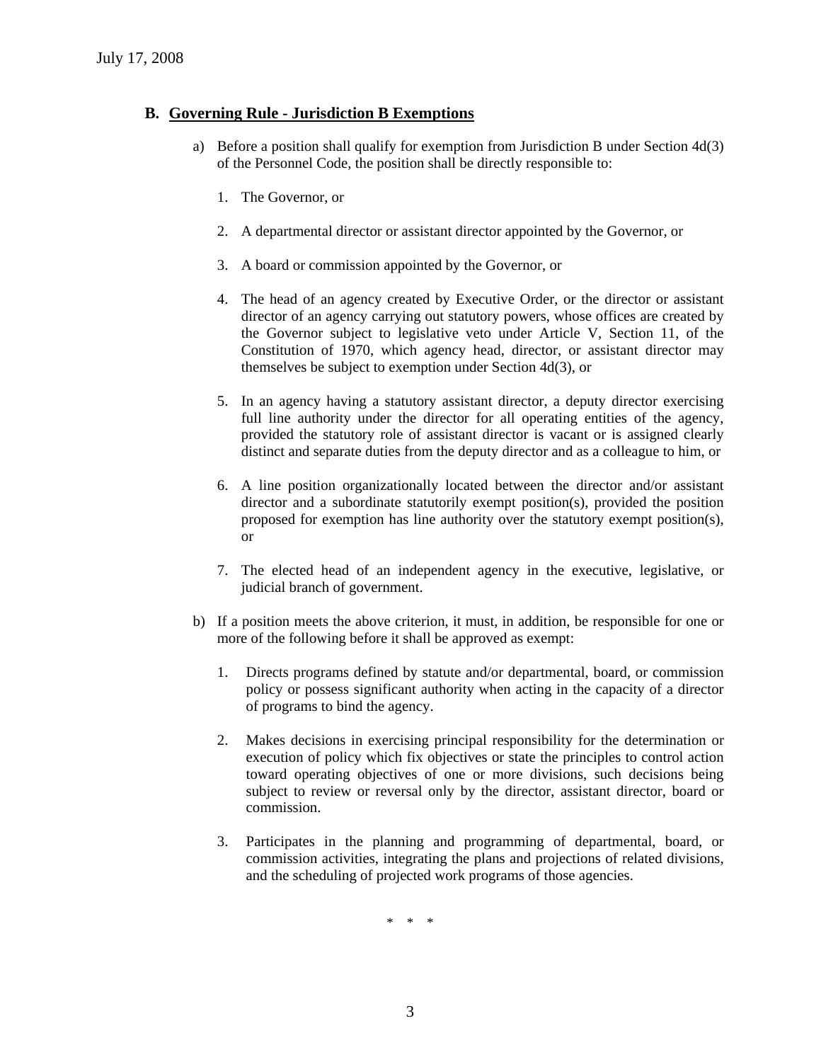### B. Governing Rule - Jurisdiction B Exemptions

a) Before a position shall qualify for exemption from Jurisdiction B under Section 4d(3) of the Personnel Code, the position shall be directly responsible to:

1. The Governor, or

2. A departmental director or assistant director appointed by the Governor, or

3. A board or commission appointed by the Governor, or

4. The head of an agency created by Executive Order, or the director or assistant director of an agency carrying out statutory powers, whose offices are created by the Governor subject to legislative veto under Article V, Section 11, of the Constitution of 1970, which agency head, director, or assistant director may themselves be subject to exemption under Section 4d(3), or

5. In an agency having a statutory assistant director, a deputy director exercising full line authority under the director for all operating entities of the agency, provided the statutory role of assistant director is vacant or is assigned clearly distinct and separate duties from the deputy director and as a colleague to him, or

6. A line position organizationally located between the director and/or assistant director and a subordinate statutorily exempt position(s), provided the position proposed for exemption has line authority over the statutory exempt position(s), or

7. The elected head of an independent agency in the executive, legislative, or judicial branch of government.

b) If a position meets the above criterion, it must, in addition, be responsible for one or more of the following before it shall be approved as exempt:

1. Directs programs defined by statute and/or departmental, board, or commission policy or possess significant authority when acting in the capacity of a director of programs to bind the agency.

2. Makes decisions in exercising principal responsibility for the determination or execution of policy which fix objectives or state the principles to control action toward operating objectives of one or more divisions, such decisions being subject to review or reversal only by the director, assistant director, board or commission.

3. Participates in the planning and programming of departmental, board, or commission activities, integrating the plans and projections of related divisions, and the scheduling of projected work programs of those agencies.

\* \* \*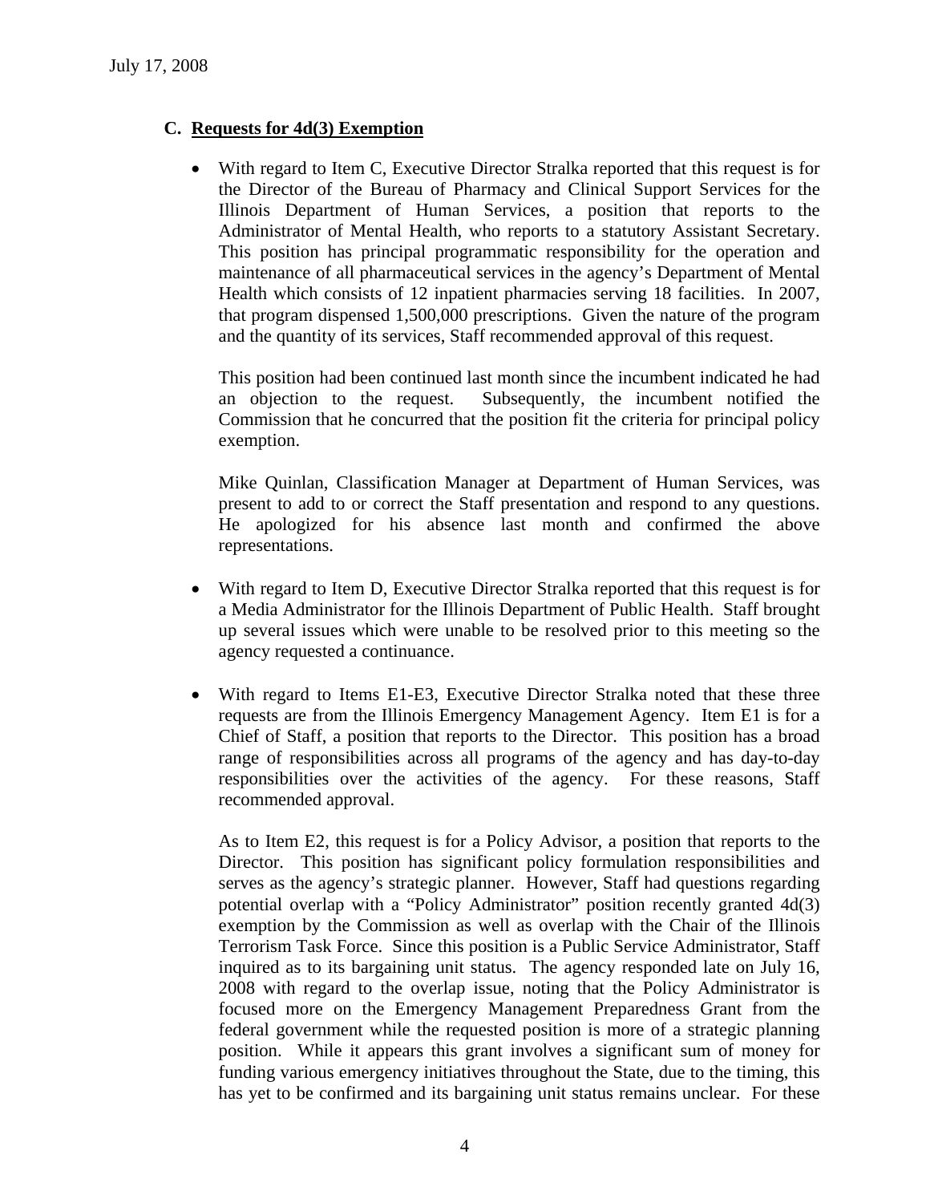### C. Requests for 4d(3) Exemption

- With regard to Item C, Executive Director Stralka reported that this request is for the Director of the Bureau of Pharmacy and Clinical Support Services for the Illinois Department of Human Services, a position that reports to the Administrator of Mental Health, who reports to a statutory Assistant Secretary. This position has principal programmatic responsibility for the operation and maintenance of all pharmaceutical services in the agency's Department of Mental Health which consists of 12 inpatient pharmacies serving 18 facilities. In 2007, that program dispensed 1,500,000 prescriptions. Given the nature of the program and the quantity of its services, Staff recommended approval of this request.

  This position had been continued last month since the incumbent indicated he had an objection to the request. Subsequently, the incumbent notified the Commission that he concurred that the position fit the criteria for principal policy exemption.

  Mike Quinlan, Classification Manager at Department of Human Services, was present to add to or correct the Staff presentation and respond to any questions. He apologized for his absence last month and confirmed the above representations.

- With regard to Item D, Executive Director Stralka reported that this request is for a Media Administrator for the Illinois Department of Public Health. Staff brought up several issues which were unable to be resolved prior to this meeting so the agency requested a continuance.

- With regard to Items E1-E3, Executive Director Stralka noted that these three requests are from the Illinois Emergency Management Agency. Item E1 is for a Chief of Staff, a position that reports to the Director. This position has a broad range of responsibilities across all programs of the agency and has day-to-day responsibilities over the activities of the agency. For these reasons, Staff recommended approval.

  As to Item E2, this request is for a Policy Advisor, a position that reports to the Director. This position has significant policy formulation responsibilities and serves as the agency's strategic planner. However, Staff had questions regarding potential overlap with a "Policy Administrator" position recently granted 4d(3) exemption by the Commission as well as overlap with the Chair of the Illinois Terrorism Task Force. Since this position is a Public Service Administrator, Staff inquired as to its bargaining unit status. The agency responded late on July 16, 2008 with regard to the overlap issue, noting that the Policy Administrator is focused more on the Emergency Management Preparedness Grant from the federal government while the requested position is more of a strategic planning position. While it appears this grant involves a significant sum of money for funding various emergency initiatives throughout the State, due to the timing, this has yet to be confirmed and its bargaining unit status remains unclear. For these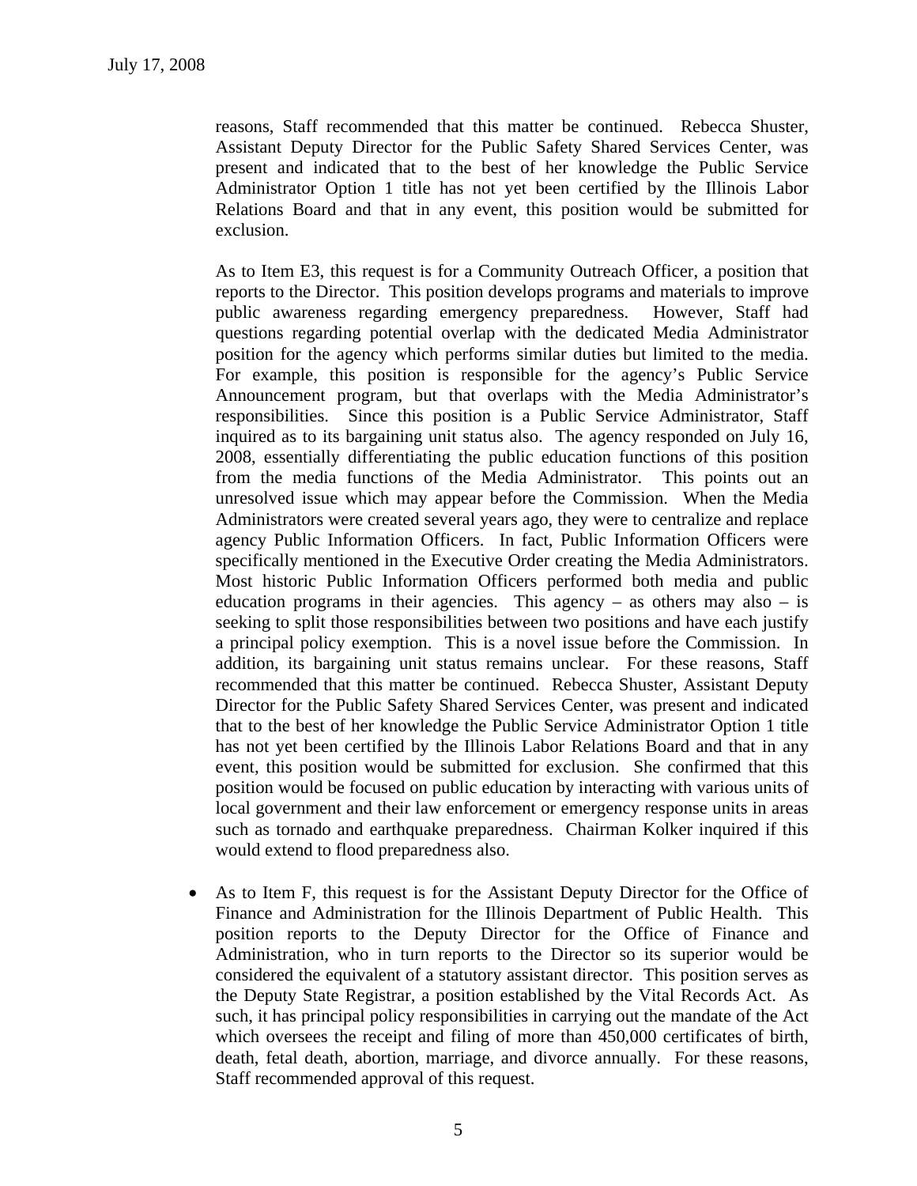reasons, Staff recommended that this matter be continued. Rebecca Shuster, Assistant Deputy Director for the Public Safety Shared Services Center, was present and indicated that to the best of her knowledge the Public Service Administrator Option 1 title has not yet been certified by the Illinois Labor Relations Board and that in any event, this position would be submitted for exclusion.

As to Item E3, this request is for a Community Outreach Officer, a position that reports to the Director. This position develops programs and materials to improve public awareness regarding emergency preparedness. However, Staff had questions regarding potential overlap with the dedicated Media Administrator position for the agency which performs similar duties but limited to the media. For example, this position is responsible for the agency's Public Service Announcement program, but that overlaps with the Media Administrator's responsibilities. Since this position is a Public Service Administrator, Staff inquired as to its bargaining unit status also. The agency responded on July 16, 2008, essentially differentiating the public education functions of this position from the media functions of the Media Administrator. This points out an unresolved issue which may appear before the Commission. When the Media Administrators were created several years ago, they were to centralize and replace agency Public Information Officers. In fact, Public Information Officers were specifically mentioned in the Executive Order creating the Media Administrators. Most historic Public Information Officers performed both media and public education programs in their agencies. This agency – as others may also – is seeking to split those responsibilities between two positions and have each justify a principal policy exemption. This is a novel issue before the Commission. In addition, its bargaining unit status remains unclear. For these reasons, Staff recommended that this matter be continued. Rebecca Shuster, Assistant Deputy Director for the Public Safety Shared Services Center, was present and indicated that to the best of her knowledge the Public Service Administrator Option 1 title has not yet been certified by the Illinois Labor Relations Board and that in any event, this position would be submitted for exclusion. She confirmed that this position would be focused on public education by interacting with various units of local government and their law enforcement or emergency response units in areas such as tornado and earthquake preparedness. Chairman Kolker inquired if this would extend to flood preparedness also.

- As to Item F, this request is for the Assistant Deputy Director for the Office of Finance and Administration for the Illinois Department of Public Health. This position reports to the Deputy Director for the Office of Finance and Administration, who in turn reports to the Director so its superior would be considered the equivalent of a statutory assistant director. This position serves as the Deputy State Registrar, a position established by the Vital Records Act. As such, it has principal policy responsibilities in carrying out the mandate of the Act which oversees the receipt and filing of more than 450,000 certificates of birth, death, fetal death, abortion, marriage, and divorce annually. For these reasons, Staff recommended approval of this request.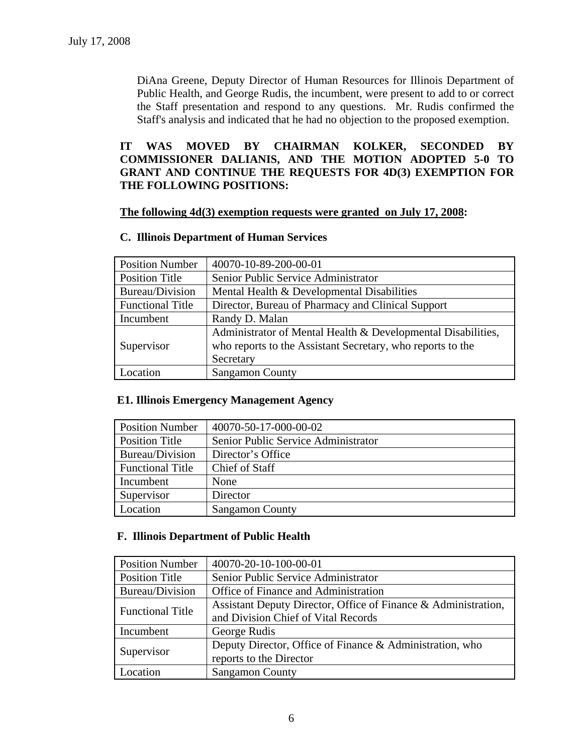DiAna Greene, Deputy Director of Human Resources for Illinois Department of Public Health, and George Rudis, the incumbent, were present to add to or correct the Staff presentation and respond to any questions. Mr. Rudis confirmed the Staff's analysis and indicated that he had no objection to the proposed exemption.

**IT WAS MOVED BY CHAIRMAN KOLKER, SECONDED BY COMMISSIONER DALIANIS, AND THE MOTION ADOPTED 5-0 TO GRANT AND CONTINUE THE REQUESTS FOR 4D(3) EXEMPTION FOR THE FOLLOWING POSITIONS:**

**The following 4d(3) exemption requests were granted on July 17, 2008:**

**C. Illinois Department of Human Services**

| Position Number | 40070-10-89-200-00-01 |
|---|---|
| Position Title | Senior Public Service Administrator |
| Bureau/Division | Mental Health & Developmental Disabilities |
| Functional Title | Director, Bureau of Pharmacy and Clinical Support |
| Incumbent | Randy D. Malan |
| Supervisor | Administrator of Mental Health & Developmental Disabilities, who reports to the Assistant Secretary, who reports to the Secretary |
| Location | Sangamon County |

**E1. Illinois Emergency Management Agency**

| Position Number | 40070-50-17-000-00-02 |
|---|---|
| Position Title | Senior Public Service Administrator |
| Bureau/Division | Director's Office |
| Functional Title | Chief of Staff |
| Incumbent | None |
| Supervisor | Director |
| Location | Sangamon County |

**F. Illinois Department of Public Health**

| Position Number | 40070-20-10-100-00-01 |
|---|---|
| Position Title | Senior Public Service Administrator |
| Bureau/Division | Office of Finance and Administration |
| Functional Title | Assistant Deputy Director, Office of Finance & Administration, and Division Chief of Vital Records |
| Incumbent | George Rudis |
| Supervisor | Deputy Director, Office of Finance & Administration, who reports to the Director |
| Location | Sangamon County |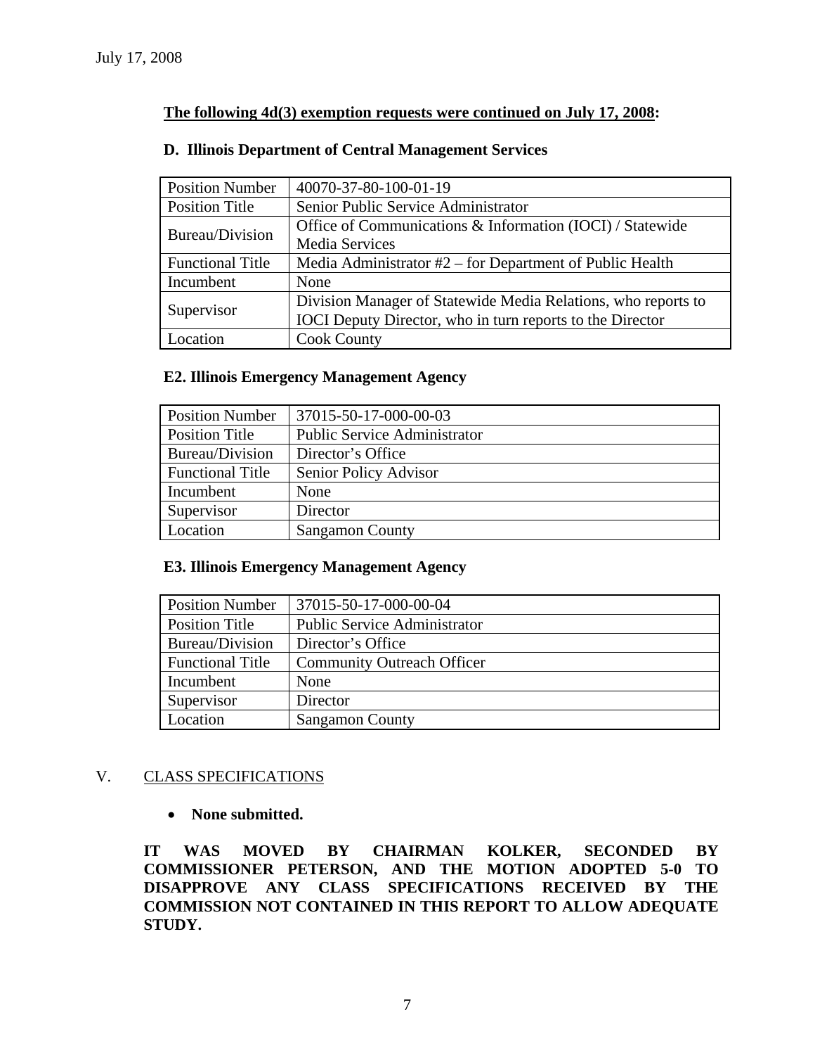July 17, 2008

**The following 4d(3) exemption requests were continued on July 17, 2008:**

**D. Illinois Department of Central Management Services**

| Position Number | 40070-37-80-100-01-19 |
|---|---|
| Position Title | Senior Public Service Administrator |
| Bureau/Division | Office of Communications & Information (IOCI) / Statewide Media Services |
| Functional Title | Media Administrator #2 – for Department of Public Health |
| Incumbent | None |
| Supervisor | Division Manager of Statewide Media Relations, who reports to IOCI Deputy Director, who in turn reports to the Director |
| Location | Cook County |

**E2. Illinois Emergency Management Agency**

| Position Number | 37015-50-17-000-00-03 |
|---|---|
| Position Title | Public Service Administrator |
| Bureau/Division | Director's Office |
| Functional Title | Senior Policy Advisor |
| Incumbent | None |
| Supervisor | Director |
| Location | Sangamon County |

**E3. Illinois Emergency Management Agency**

| Position Number | 37015-50-17-000-00-04 |
|---|---|
| Position Title | Public Service Administrator |
| Bureau/Division | Director's Office |
| Functional Title | Community Outreach Officer |
| Incumbent | None |
| Supervisor | Director |
| Location | Sangamon County |

## V. CLASS SPECIFICATIONS

- **None submitted.**

**IT WAS MOVED BY CHAIRMAN KOLKER, SECONDED BY COMMISSIONER PETERSON, AND THE MOTION ADOPTED 5-0 TO DISAPPROVE ANY CLASS SPECIFICATIONS RECEIVED BY THE COMMISSION NOT CONTAINED IN THIS REPORT TO ALLOW ADEQUATE STUDY.**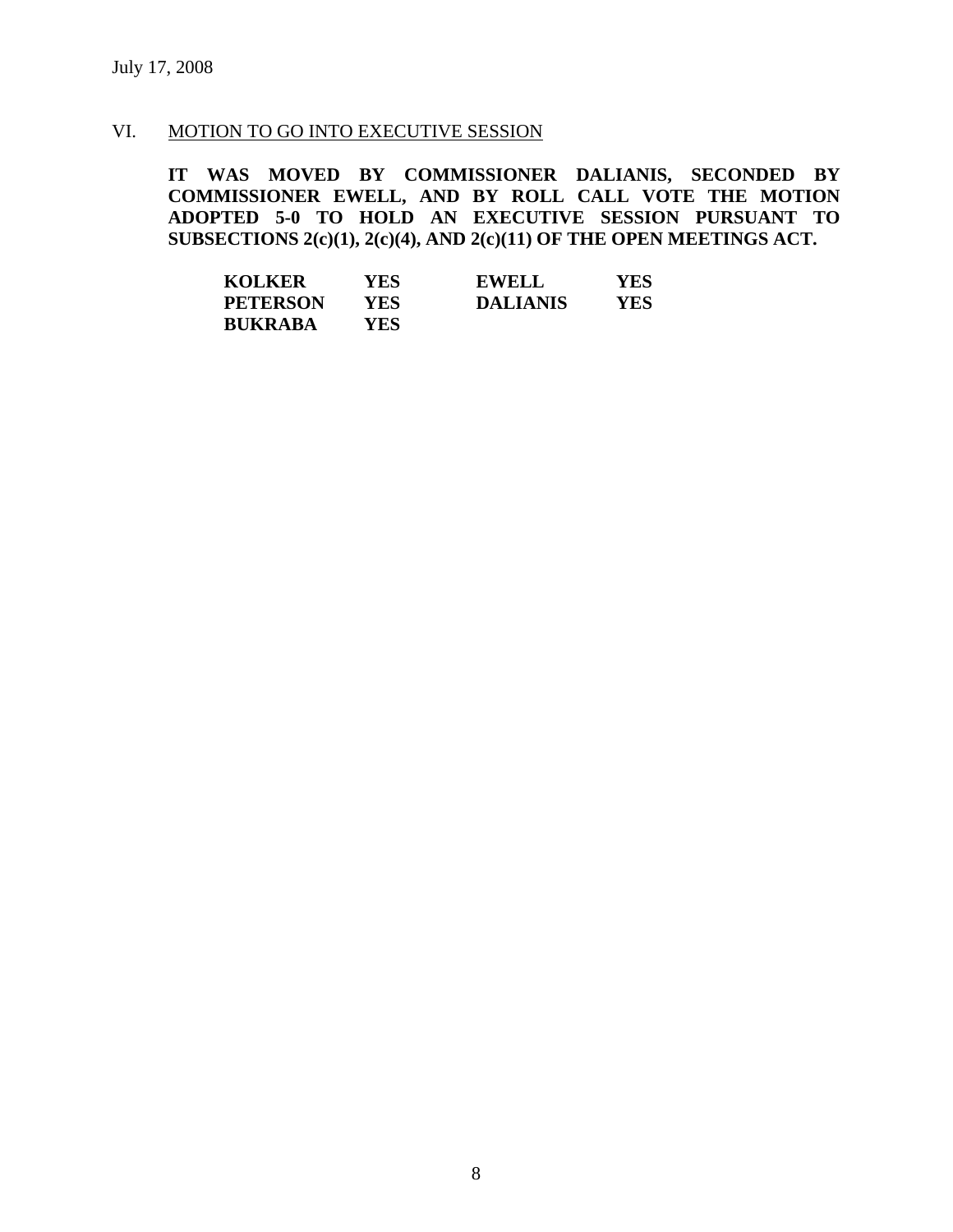July 17, 2008

## VI. MOTION TO GO INTO EXECUTIVE SESSION

**IT WAS MOVED BY COMMISSIONER DALIANIS, SECONDED BY COMMISSIONER EWELL, AND BY ROLL CALL VOTE THE MOTION ADOPTED 5-0 TO HOLD AN EXECUTIVE SESSION PURSUANT TO SUBSECTIONS 2(c)(1), 2(c)(4), AND 2(c)(11) OF THE OPEN MEETINGS ACT.**

| | | | |
|---|---|---|---|
| **KOLKER** | **YES** | **EWELL** | **YES** |
| **PETERSON** | **YES** | **DALIANIS** | **YES** |
| **BUKRABA** | **YES** | | |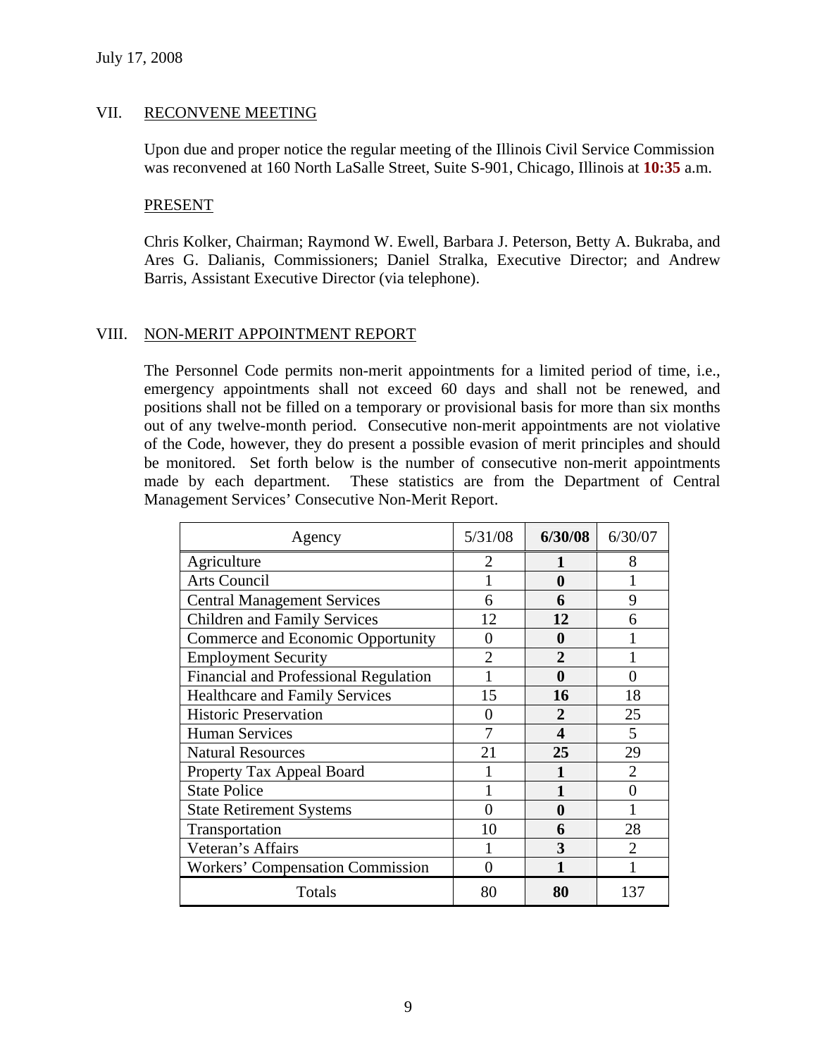July 17, 2008

## VII. RECONVENE MEETING

Upon due and proper notice the regular meeting of the Illinois Civil Service Commission was reconvened at 160 North LaSalle Street, Suite S-901, Chicago, Illinois at **10:35** a.m.

### PRESENT

Chris Kolker, Chairman; Raymond W. Ewell, Barbara J. Peterson, Betty A. Bukraba, and Ares G. Dalianis, Commissioners; Daniel Stralka, Executive Director; and Andrew Barris, Assistant Executive Director (via telephone).

## VIII. NON-MERIT APPOINTMENT REPORT

The Personnel Code permits non-merit appointments for a limited period of time, i.e., emergency appointments shall not exceed 60 days and shall not be renewed, and positions shall not be filled on a temporary or provisional basis for more than six months out of any twelve-month period. Consecutive non-merit appointments are not violative of the Code, however, they do present a possible evasion of merit principles and should be monitored. Set forth below is the number of consecutive non-merit appointments made by each department. These statistics are from the Department of Central Management Services' Consecutive Non-Merit Report.

| Agency | 5/31/08 | **6/30/08** | 6/30/07 |
|---|---|---|---|
| Agriculture | 2 | **1** | 8 |
| Arts Council | 1 | **0** | 1 |
| Central Management Services | 6 | **6** | 9 |
| Children and Family Services | 12 | **12** | 6 |
| Commerce and Economic Opportunity | 0 | **0** | 1 |
| Employment Security | 2 | **2** | 1 |
| Financial and Professional Regulation | 1 | **0** | 0 |
| Healthcare and Family Services | 15 | **16** | 18 |
| Historic Preservation | 0 | **2** | 25 |
| Human Services | 7 | **4** | 5 |
| Natural Resources | 21 | **25** | 29 |
| Property Tax Appeal Board | 1 | **1** | 2 |
| State Police | 1 | **1** | 0 |
| State Retirement Systems | 0 | **0** | 1 |
| Transportation | 10 | **6** | 28 |
| Veteran's Affairs | 1 | **3** | 2 |
| Workers' Compensation Commission | 0 | **1** | 1 |
| Totals | 80 | **80** | 137 |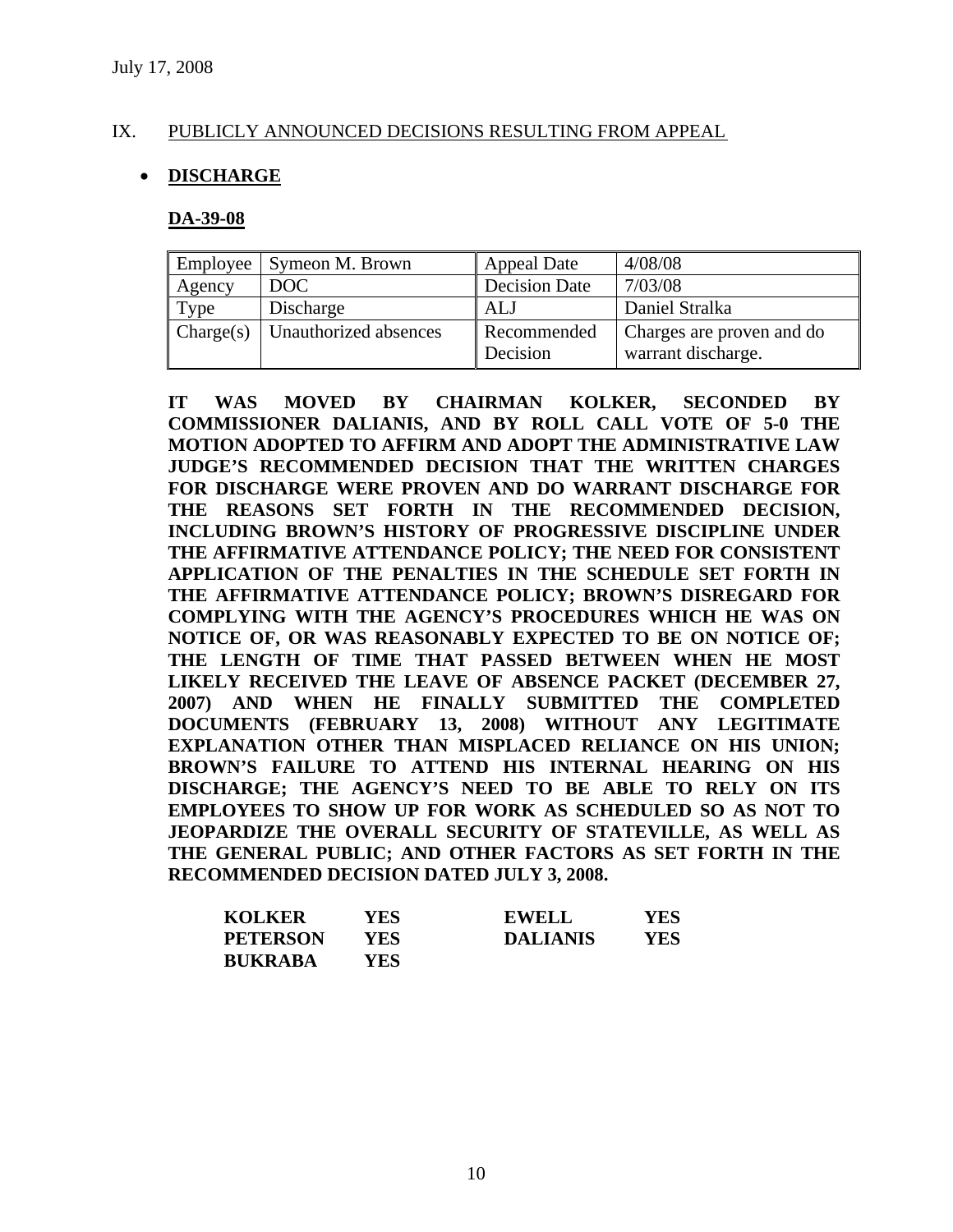July 17, 2008

## IX. PUBLICLY ANNOUNCED DECISIONS RESULTING FROM APPEAL

- **DISCHARGE**

### DA-39-08

| Employee | Symeon M. Brown | Appeal Date | 4/08/08 |
|---|---|---|---|
| Agency | DOC | Decision Date | 7/03/08 |
| Type | Discharge | ALJ | Daniel Stralka |
| Charge(s) | Unauthorized absences | Recommended Decision | Charges are proven and do warrant discharge. |

**IT WAS MOVED BY CHAIRMAN KOLKER, SECONDED BY COMMISSIONER DALIANIS, AND BY ROLL CALL VOTE OF 5-0 THE MOTION ADOPTED TO AFFIRM AND ADOPT THE ADMINISTRATIVE LAW JUDGE'S RECOMMENDED DECISION THAT THE WRITTEN CHARGES FOR DISCHARGE WERE PROVEN AND DO WARRANT DISCHARGE FOR THE REASONS SET FORTH IN THE RECOMMENDED DECISION, INCLUDING BROWN'S HISTORY OF PROGRESSIVE DISCIPLINE UNDER THE AFFIRMATIVE ATTENDANCE POLICY; THE NEED FOR CONSISTENT APPLICATION OF THE PENALTIES IN THE SCHEDULE SET FORTH IN THE AFFIRMATIVE ATTENDANCE POLICY; BROWN'S DISREGARD FOR COMPLYING WITH THE AGENCY'S PROCEDURES WHICH HE WAS ON NOTICE OF, OR WAS REASONABLY EXPECTED TO BE ON NOTICE OF; THE LENGTH OF TIME THAT PASSED BETWEEN WHEN HE MOST LIKELY RECEIVED THE LEAVE OF ABSENCE PACKET (DECEMBER 27, 2007) AND WHEN HE FINALLY SUBMITTED THE COMPLETED DOCUMENTS (FEBRUARY 13, 2008) WITHOUT ANY LEGITIMATE EXPLANATION OTHER THAN MISPLACED RELIANCE ON HIS UNION; BROWN'S FAILURE TO ATTEND HIS INTERNAL HEARING ON HIS DISCHARGE; THE AGENCY'S NEED TO BE ABLE TO RELY ON ITS EMPLOYEES TO SHOW UP FOR WORK AS SCHEDULED SO AS NOT TO JEOPARDIZE THE OVERALL SECURITY OF STATEVILLE, AS WELL AS THE GENERAL PUBLIC; AND OTHER FACTORS AS SET FORTH IN THE RECOMMENDED DECISION DATED JULY 3, 2008.**

| | | | |
|---|---|---|---|
| **KOLKER** | **YES** | **EWELL** | **YES** |
| **PETERSON** | **YES** | **DALIANIS** | **YES** |
| **BUKRABA** | **YES** | | |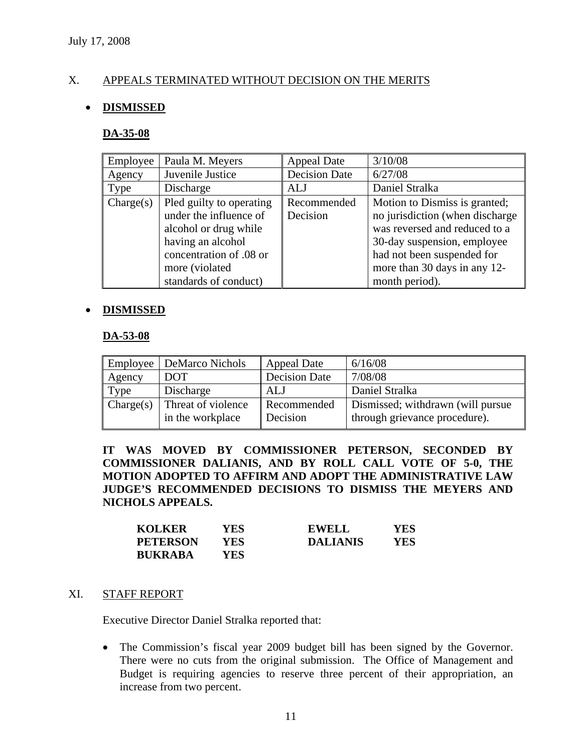July 17, 2008

## X. APPEALS TERMINATED WITHOUT DECISION ON THE MERITS

- **DISMISSED**

**DA-35-08**

| Employee | Paula M. Meyers | Appeal Date | 3/10/08 |
|---|---|---|---|
| Agency | Juvenile Justice | Decision Date | 6/27/08 |
| Type | Discharge | ALJ | Daniel Stralka |
| Charge(s) | Pled guilty to operating under the influence of alcohol or drug while having an alcohol concentration of .08 or more (violated standards of conduct) | Recommended Decision | Motion to Dismiss is granted; no jurisdiction (when discharge was reversed and reduced to a 30-day suspension, employee had not been suspended for more than 30 days in any 12-month period). |

- **DISMISSED**

**DA-53-08**

| Employee | DeMarco Nichols | Appeal Date | 6/16/08 |
|---|---|---|---|
| Agency | DOT | Decision Date | 7/08/08 |
| Type | Discharge | ALJ | Daniel Stralka |
| Charge(s) | Threat of violence in the workplace | Recommended Decision | Dismissed; withdrawn (will pursue through grievance procedure). |

**IT WAS MOVED BY COMMISSIONER PETERSON, SECONDED BY COMMISSIONER DALIANIS, AND BY ROLL CALL VOTE OF 5-0, THE MOTION ADOPTED TO AFFIRM AND ADOPT THE ADMINISTRATIVE LAW JUDGE'S RECOMMENDED DECISIONS TO DISMISS THE MEYERS AND NICHOLS APPEALS.**

| | | | |
|---|---|---|---|
| **KOLKER** | **YES** | **EWELL** | **YES** |
| **PETERSON** | **YES** | **DALIANIS** | **YES** |
| **BUKRABA** | **YES** | | |

## XI. STAFF REPORT

Executive Director Daniel Stralka reported that:

- The Commission's fiscal year 2009 budget bill has been signed by the Governor. There were no cuts from the original submission. The Office of Management and Budget is requiring agencies to reserve three percent of their appropriation, an increase from two percent.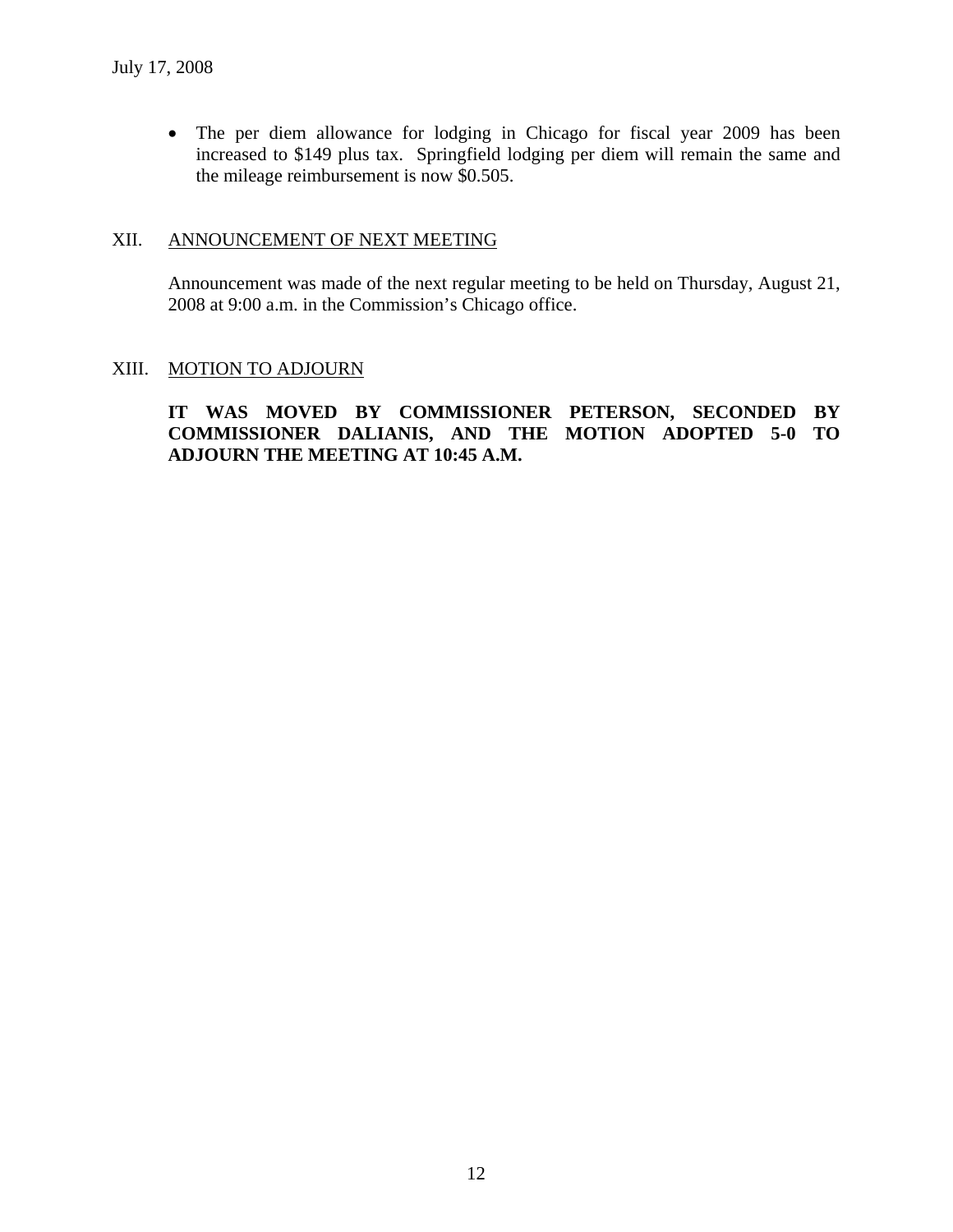- The per diem allowance for lodging in Chicago for fiscal year 2009 has been increased to $149 plus tax. Springfield lodging per diem will remain the same and the mileage reimbursement is now $0.505.

## XII. ANNOUNCEMENT OF NEXT MEETING

Announcement was made of the next regular meeting to be held on Thursday, August 21, 2008 at 9:00 a.m. in the Commission's Chicago office.

## XIII. MOTION TO ADJOURN

**IT WAS MOVED BY COMMISSIONER PETERSON, SECONDED BY COMMISSIONER DALIANIS, AND THE MOTION ADOPTED 5-0 TO ADJOURN THE MEETING AT 10:45 A.M.**